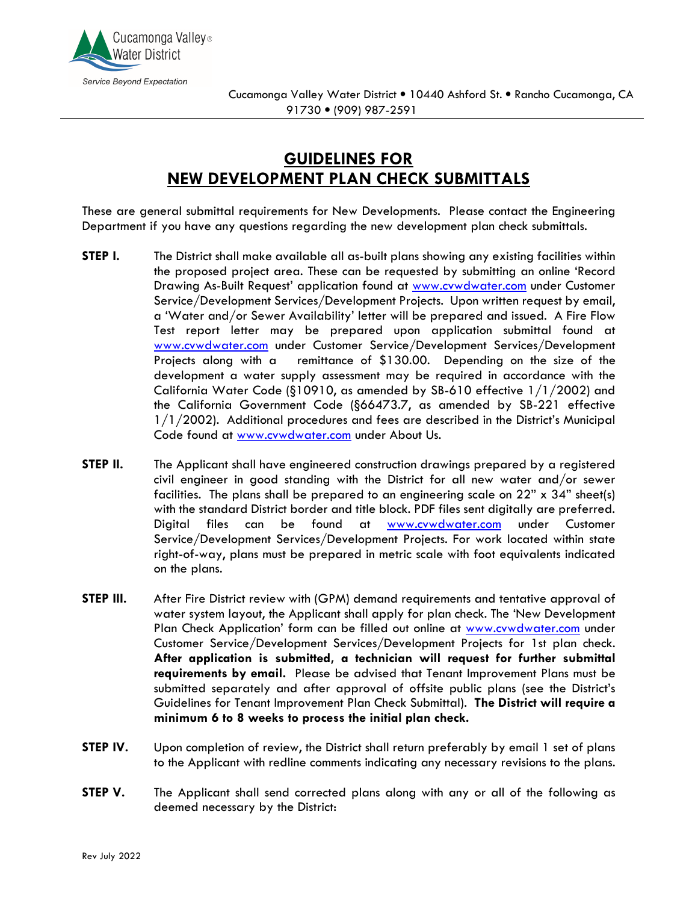Cucamonga Valley Water District

*Service Beyond Expectation*

Cucamonga Valley Water District • 10440 Ashford St. • Rancho Cucamonga, CA 91730 • (909) 987-2591

# GUIDELINES FOR NEW DEVELOPMENT PLAN CHECK SUBMITTALS

These are general submittal requirements for New Developments. Please contact the Engineering Department if you have any questions regarding the new development plan check submittals.

**STEP I.** The District shall make available all as-built plans showing any existing facilities within the proposed project area. These can be requested by submitting an online 'Record Drawing As-Built Request' application found at www.cvwdwater.com under Customer Service/Development Services/Development Projects. Upon written request by email, a 'Water and/or Sewer Availability' letter will be prepared and issued. A Fire Flow Test report letter may be prepared upon application submittal found at www.cvwdwater.com under Customer Service/Development Services/Development Projects along with a remittance of $130.00. Depending on the size of the development a water supply assessment may be required in accordance with the California Water Code (§10910, as amended by SB-610 effective 1/1/2002) and the California Government Code (§66473.7, as amended by SB-221 effective 1/1/2002). Additional procedures and fees are described in the District's Municipal Code found at www.cvwdwater.com under About Us.

**STEP II.** The Applicant shall have engineered construction drawings prepared by a registered civil engineer in good standing with the District for all new water and/or sewer facilities. The plans shall be prepared to an engineering scale on 22" x 34" sheet(s) with the standard District border and title block. PDF files sent digitally are preferred. Digital files can be found at www.cvwdwater.com under Customer Service/Development Services/Development Projects. For work located within state right-of-way, plans must be prepared in metric scale with foot equivalents indicated on the plans.

**STEP III.** After Fire District review with (GPM) demand requirements and tentative approval of water system layout, the Applicant shall apply for plan check. The 'New Development Plan Check Application' form can be filled out online at www.cvwdwater.com under Customer Service/Development Services/Development Projects for 1st plan check. **After application is submitted, a technician will request for further submittal requirements by email.** Please be advised that Tenant Improvement Plans must be submitted separately and after approval of offsite public plans (see the District's Guidelines for Tenant Improvement Plan Check Submittal). **The District will require a minimum 6 to 8 weeks to process the initial plan check.**

**STEP IV.** Upon completion of review, the District shall return preferably by email 1 set of plans to the Applicant with redline comments indicating any necessary revisions to the plans.

**STEP V.** The Applicant shall send corrected plans along with any or all of the following as deemed necessary by the District:

Rev July 2022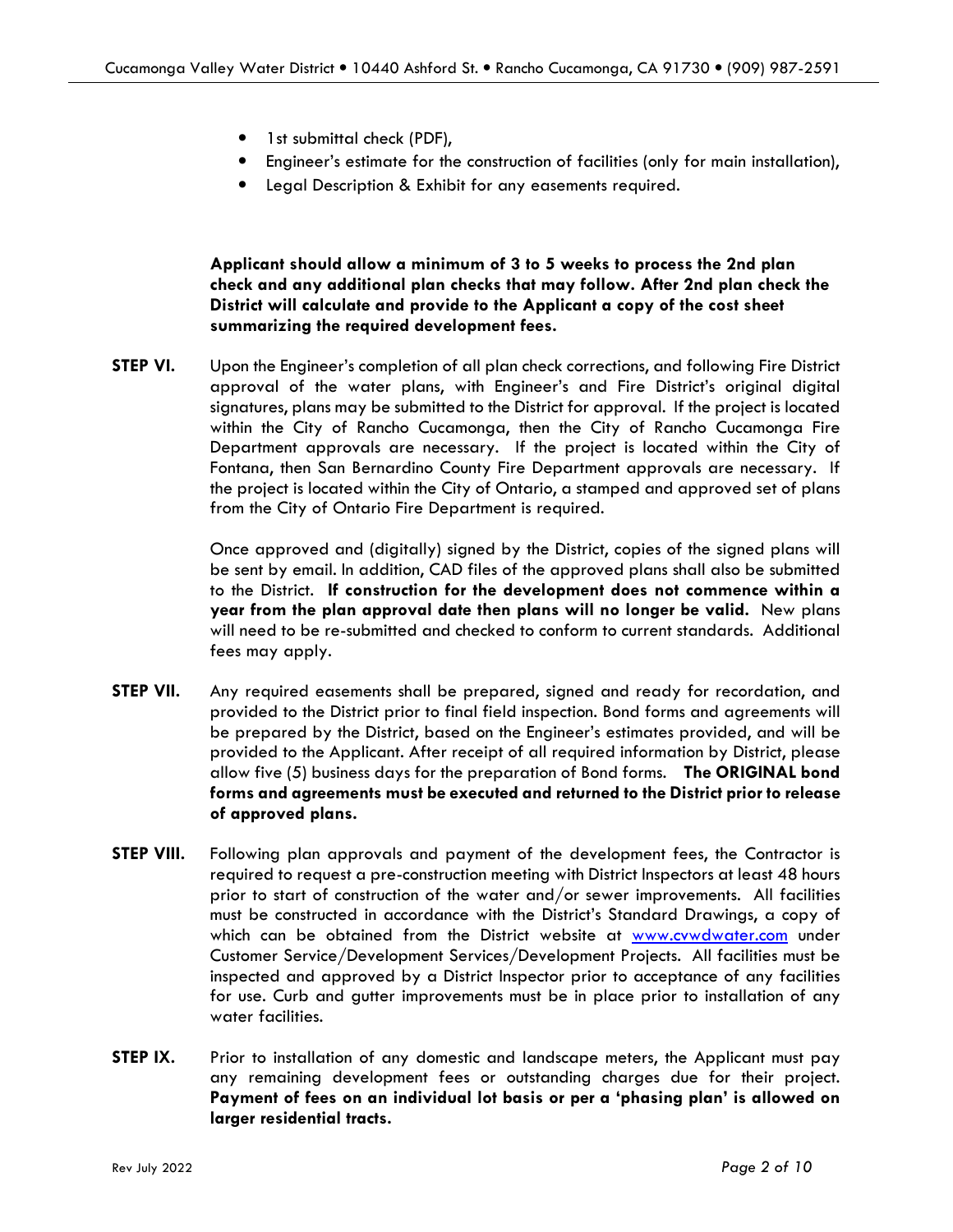- 1st submittal check (PDF),
- Engineer's estimate for the construction of facilities (only for main installation),
- Legal Description & Exhibit for any easements required.

**Applicant should allow a minimum of 3 to 5 weeks to process the 2nd plan check and any additional plan checks that may follow. After 2nd plan check the District will calculate and provide to the Applicant a copy of the cost sheet summarizing the required development fees.**

**STEP VI.** Upon the Engineer's completion of all plan check corrections, and following Fire District approval of the water plans, with Engineer's and Fire District's original digital signatures, plans may be submitted to the District for approval. If the project is located within the City of Rancho Cucamonga, then the City of Rancho Cucamonga Fire Department approvals are necessary. If the project is located within the City of Fontana, then San Bernardino County Fire Department approvals are necessary. If the project is located within the City of Ontario, a stamped and approved set of plans from the City of Ontario Fire Department is required.

Once approved and (digitally) signed by the District, copies of the signed plans will be sent by email. In addition, CAD files of the approved plans shall also be submitted to the District. **If construction for the development does not commence within a year from the plan approval date then plans will no longer be valid.** New plans will need to be re-submitted and checked to conform to current standards. Additional fees may apply.

**STEP VII.** Any required easements shall be prepared, signed and ready for recordation, and provided to the District prior to final field inspection. Bond forms and agreements will be prepared by the District, based on the Engineer's estimates provided, and will be provided to the Applicant. After receipt of all required information by District, please allow five (5) business days for the preparation of Bond forms. **The ORIGINAL bond forms and agreements must be executed and returned to the District prior to release of approved plans.**

**STEP VIII.** Following plan approvals and payment of the development fees, the Contractor is required to request a pre-construction meeting with District Inspectors at least 48 hours prior to start of construction of the water and/or sewer improvements. All facilities must be constructed in accordance with the District's Standard Drawings, a copy of which can be obtained from the District website at [www.cvwdwater.com](http://www.cvwdwater.com) under Customer Service/Development Services/Development Projects. All facilities must be inspected and approved by a District Inspector prior to acceptance of any facilities for use. Curb and gutter improvements must be in place prior to installation of any water facilities.

**STEP IX.** Prior to installation of any domestic and landscape meters, the Applicant must pay any remaining development fees or outstanding charges due for their project. **Payment of fees on an individual lot basis or per a 'phasing plan' is allowed on larger residential tracts.**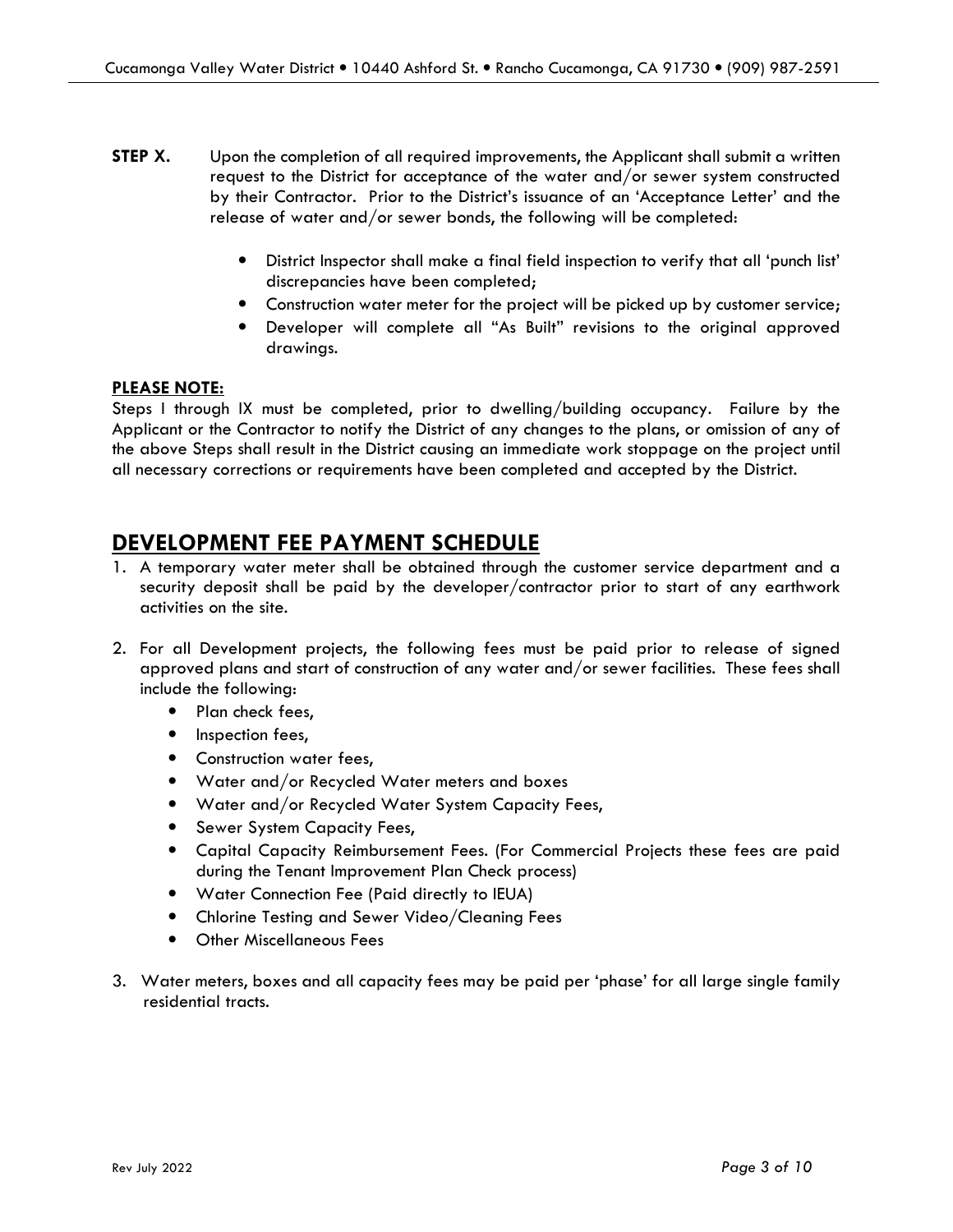**STEP X.** Upon the completion of all required improvements, the Applicant shall submit a written request to the District for acceptance of the water and/or sewer system constructed by their Contractor. Prior to the District's issuance of an 'Acceptance Letter' and the release of water and/or sewer bonds, the following will be completed:

- District Inspector shall make a final field inspection to verify that all 'punch list' discrepancies have been completed;
- Construction water meter for the project will be picked up by customer service;
- Developer will complete all "As Built" revisions to the original approved drawings.

**PLEASE NOTE:**

Steps I through IX must be completed, prior to dwelling/building occupancy. Failure by the Applicant or the Contractor to notify the District of any changes to the plans, or omission of any of the above Steps shall result in the District causing an immediate work stoppage on the project until all necessary corrections or requirements have been completed and accepted by the District.

## DEVELOPMENT FEE PAYMENT SCHEDULE

1. A temporary water meter shall be obtained through the customer service department and a security deposit shall be paid by the developer/contractor prior to start of any earthwork activities on the site.

2. For all Development projects, the following fees must be paid prior to release of signed approved plans and start of construction of any water and/or sewer facilities. These fees shall include the following:
   - Plan check fees,
   - Inspection fees,
   - Construction water fees,
   - Water and/or Recycled Water meters and boxes
   - Water and/or Recycled Water System Capacity Fees,
   - Sewer System Capacity Fees,
   - Capital Capacity Reimbursement Fees. (For Commercial Projects these fees are paid during the Tenant Improvement Plan Check process)
   - Water Connection Fee (Paid directly to IEUA)
   - Chlorine Testing and Sewer Video/Cleaning Fees
   - Other Miscellaneous Fees

3. Water meters, boxes and all capacity fees may be paid per 'phase' for all large single family residential tracts.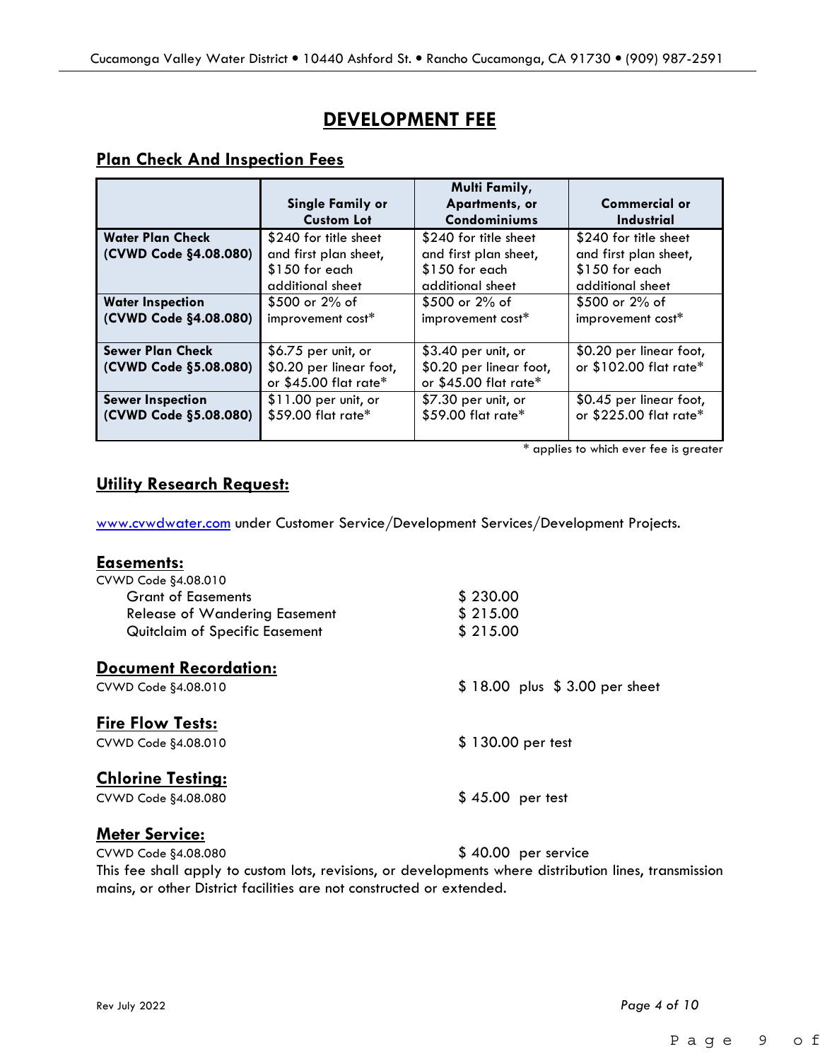# DEVELOPMENT FEE

## Plan Check And Inspection Fees

| | Single Family or Custom Lot | Multi Family, Apartments, or Condominiums | Commercial or Industrial |
|---|---|---|---|
| **Water Plan Check (CVWD Code §4.08.080)** | $240 for title sheet and first plan sheet, $150 for each additional sheet | $240 for title sheet and first plan sheet, $150 for each additional sheet | $240 for title sheet and first plan sheet, $150 for each additional sheet |
| **Water Inspection (CVWD Code §4.08.080)** | $500 or 2% of improvement cost* | $500 or 2% of improvement cost* | $500 or 2% of improvement cost* |
| **Sewer Plan Check (CVWD Code §5.08.080)** | $6.75 per unit, or $0.20 per linear foot, or $45.00 flat rate* | $3.40 per unit, or $0.20 per linear foot, or $45.00 flat rate* | $0.20 per linear foot, or $102.00 flat rate* |
| **Sewer Inspection (CVWD Code §5.08.080)** | $11.00 per unit, or $59.00 flat rate* | $7.30 per unit, or $59.00 flat rate* | $0.45 per linear foot, or $225.00 flat rate* |

* applies to which ever fee is greater

## Utility Research Request:

www.cvwdwater.com under Customer Service/Development Services/Development Projects.

## Easements:

CVWD Code §4.08.010

| | |
|---|---|
| Grant of Easements | $ 230.00 |
| Release of Wandering Easement | $ 215.00 |
| Quitclaim of Specific Easement | $ 215.00 |

## Document Recordation:

CVWD Code §4.08.010 — $ 18.00 plus $ 3.00 per sheet

## Fire Flow Tests:

CVWD Code §4.08.010 — $ 130.00 per test

## Chlorine Testing:

CVWD Code §4.08.080 — $ 45.00 per test

## Meter Service:

CVWD Code §4.08.080 — $ 40.00 per service

This fee shall apply to custom lots, revisions, or developments where distribution lines, transmission mains, or other District facilities are not constructed or extended.

Rev July 2022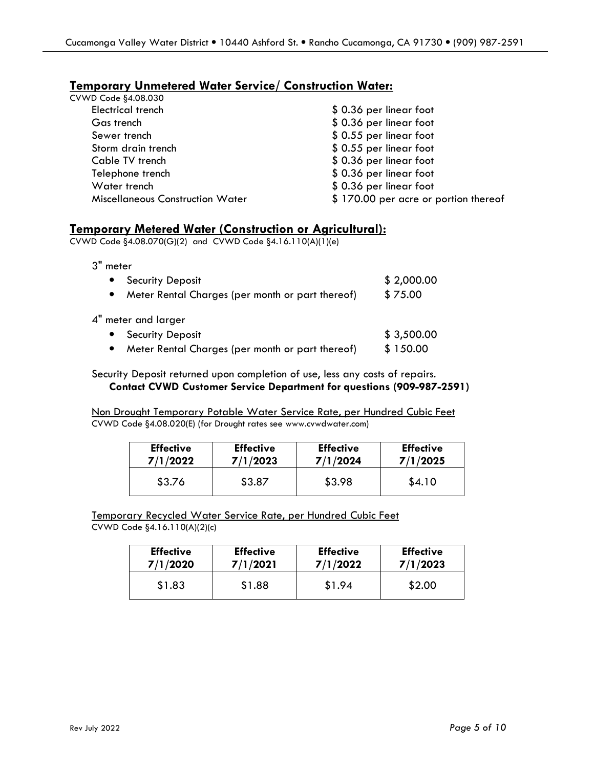## Temporary Unmetered Water Service/ Construction Water:

CVWD Code §4.08.030

| | |
|---|---|
| Electrical trench | $ 0.36 per linear foot |
| Gas trench | $ 0.36 per linear foot |
| Sewer trench | $ 0.55 per linear foot |
| Storm drain trench | $ 0.55 per linear foot |
| Cable TV trench | $ 0.36 per linear foot |
| Telephone trench | $ 0.36 per linear foot |
| Water trench | $ 0.36 per linear foot |
| Miscellaneous Construction Water | $ 170.00 per acre or portion thereof |

## Temporary Metered Water (Construction or Agricultural):

CVWD Code §4.08.070(G)(2) and CVWD Code §4.16.110(A)(1)(e)

3" meter

- Security Deposit — $ 2,000.00
- Meter Rental Charges (per month or part thereof) — $ 75.00

4" meter and larger

- Security Deposit — $ 3,500.00
- Meter Rental Charges (per month or part thereof) — $ 150.00

Security Deposit returned upon completion of use, less any costs of repairs.

**Contact CVWD Customer Service Department for questions (909-987-2591)**

Non Drought Temporary Potable Water Service Rate, per Hundred Cubic Feet

CVWD Code §4.08.020(E) (for Drought rates see www.cvwdwater.com)

| Effective 7/1/2022 | Effective 7/1/2023 | Effective 7/1/2024 | Effective 7/1/2025 |
|---|---|---|---|
| $3.76 | $3.87 | $3.98 | $4.10 |

Temporary Recycled Water Service Rate, per Hundred Cubic Feet

CVWD Code §4.16.110(A)(2)(c)

| Effective 7/1/2020 | Effective 7/1/2021 | Effective 7/1/2022 | Effective 7/1/2023 |
|---|---|---|---|
| $1.83 | $1.88 | $1.94 | $2.00 |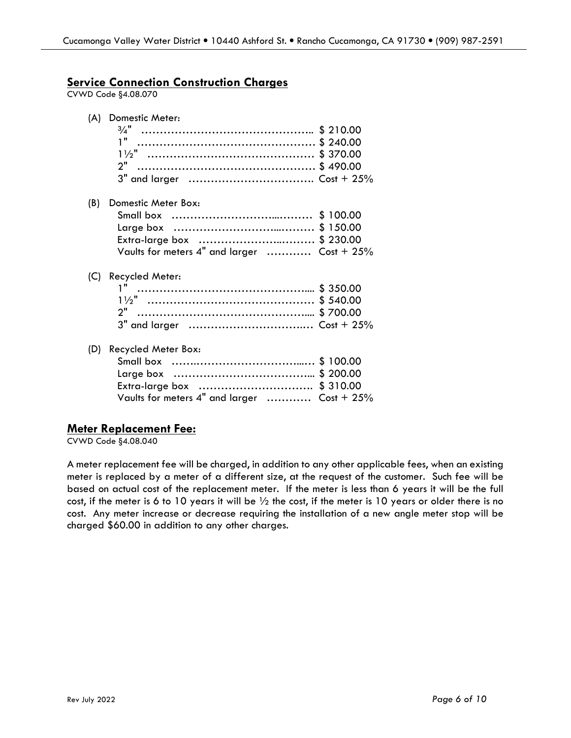## Service Connection Construction Charges

CVWD Code §4.08.070

(A) Domestic Meter:

¾" ……………………………………….. $ 210.00
1" …………………………………………. $ 240.00
1½" ……………………………………… $ 370.00
2" …………………………………………. $ 490.00
3" and larger ……………………………. Cost + 25%

(B) Domestic Meter Box:

Small box ……………………...……… $ 100.00
Large box ……………………...……… $ 150.00
Extra-large box ……………….……… $ 230.00
Vaults for meters 4" and larger ………… Cost + 25%

(C) Recycled Meter:

1" ……………………………………….... $ 350.00
1½" ……………………………………… $ 540.00
2" ……………………………………….... $ 700.00
3" and larger ……………………….…… Cost + 25%

(D) Recycled Meter Box:

Small box …….………………………..… $ 100.00
Large box ……………………………….. $ 200.00
Extra-large box …………………………. $ 310.00
Vaults for meters 4" and larger ………… Cost + 25%

## Meter Replacement Fee:

CVWD Code §4.08.040

A meter replacement fee will be charged, in addition to any other applicable fees, when an existing meter is replaced by a meter of a different size, at the request of the customer. Such fee will be based on actual cost of the replacement meter. If the meter is less than 6 years it will be the full cost, if the meter is 6 to 10 years it will be ½ the cost, if the meter is 10 years or older there is no cost. Any meter increase or decrease requiring the installation of a new angle meter stop will be charged $60.00 in addition to any other charges.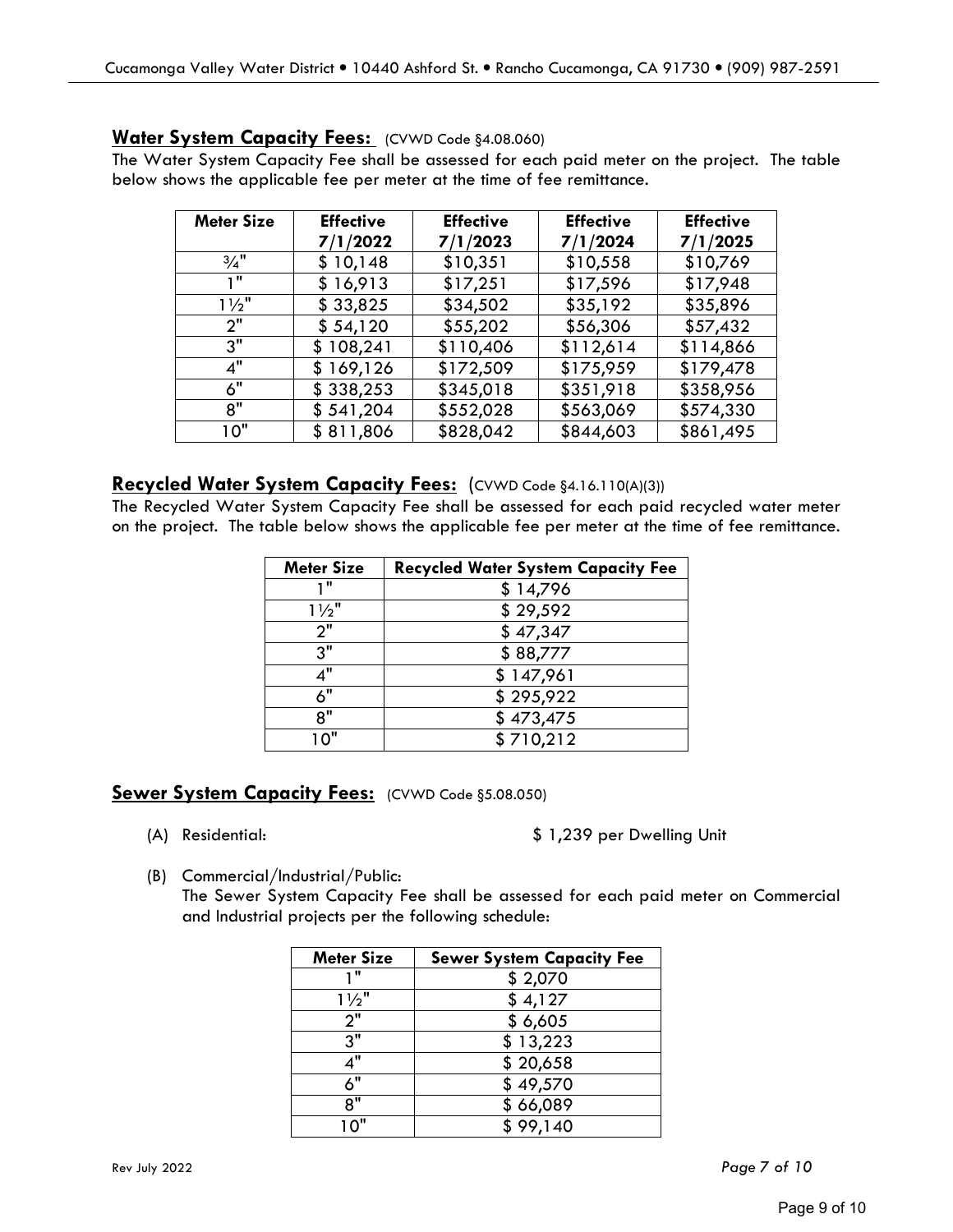## **Water System Capacity Fees:** (CVWD Code §4.08.060)

The Water System Capacity Fee shall be assessed for each paid meter on the project. The table below shows the applicable fee per meter at the time of fee remittance.

| Meter Size | Effective 7/1/2022 | Effective 7/1/2023 | Effective 7/1/2024 | Effective 7/1/2025 |
|---|---|---|---|---|
| ¾" | $ 10,148 | $10,351 | $10,558 | $10,769 |
| 1" | $ 16,913 | $17,251 | $17,596 | $17,948 |
| 1½" | $ 33,825 | $34,502 | $35,192 | $35,896 |
| 2" | $ 54,120 | $55,202 | $56,306 | $57,432 |
| 3" | $ 108,241 | $110,406 | $112,614 | $114,866 |
| 4" | $ 169,126 | $172,509 | $175,959 | $179,478 |
| 6" | $ 338,253 | $345,018 | $351,918 | $358,956 |
| 8" | $ 541,204 | $552,028 | $563,069 | $574,330 |
| 10" | $ 811,806 | $828,042 | $844,603 | $861,495 |

## **Recycled Water System Capacity Fees:** (CVWD Code §4.16.110(A)(3))

The Recycled Water System Capacity Fee shall be assessed for each paid recycled water meter on the project. The table below shows the applicable fee per meter at the time of fee remittance.

| Meter Size | Recycled Water System Capacity Fee |
|---|---|
| 1" | $ 14,796 |
| 1½" | $ 29,592 |
| 2" | $ 47,347 |
| 3" | $ 88,777 |
| 4" | $ 147,961 |
| 6" | $ 295,922 |
| 8" | $ 473,475 |
| 10" | $ 710,212 |

## **Sewer System Capacity Fees:** (CVWD Code §5.08.050)

(A) Residential: $ 1,239 per Dwelling Unit

(B) Commercial/Industrial/Public:
The Sewer System Capacity Fee shall be assessed for each paid meter on Commercial and Industrial projects per the following schedule:

| Meter Size | Sewer System Capacity Fee |
|---|---|
| 1" | $ 2,070 |
| 1½" | $ 4,127 |
| 2" | $ 6,605 |
| 3" | $ 13,223 |
| 4" | $ 20,658 |
| 6" | $ 49,570 |
| 8" | $ 66,089 |
| 10" | $ 99,140 |

Rev July 2022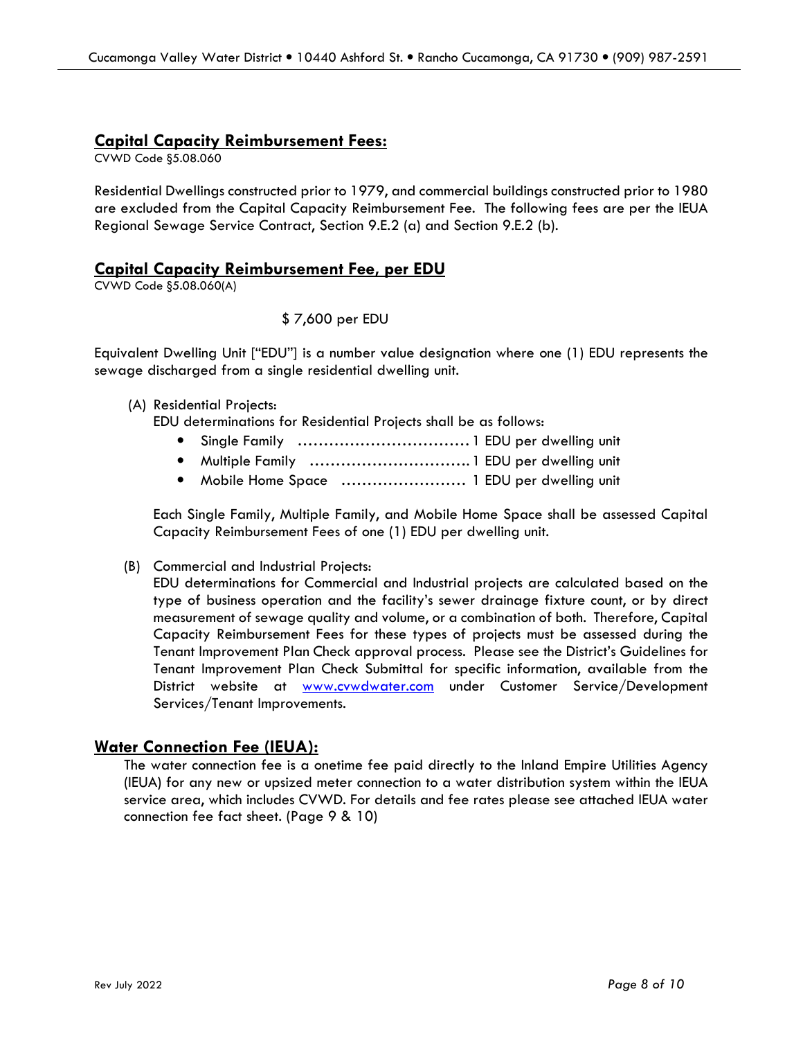## **Capital Capacity Reimbursement Fees:**

CVWD Code §5.08.060

Residential Dwellings constructed prior to 1979, and commercial buildings constructed prior to 1980 are excluded from the Capital Capacity Reimbursement Fee. The following fees are per the IEUA Regional Sewage Service Contract, Section 9.E.2 (a) and Section 9.E.2 (b).

## **Capital Capacity Reimbursement Fee, per EDU**

CVWD Code §5.08.060(A)

$ 7,600 per EDU

Equivalent Dwelling Unit ["EDU"] is a number value designation where one (1) EDU represents the sewage discharged from a single residential dwelling unit.

(A) Residential Projects:
EDU determinations for Residential Projects shall be as follows:

- Single Family ................................ 1 EDU per dwelling unit
- Multiple Family .............................. 1 EDU per dwelling unit
- Mobile Home Space ........................ 1 EDU per dwelling unit

Each Single Family, Multiple Family, and Mobile Home Space shall be assessed Capital Capacity Reimbursement Fees of one (1) EDU per dwelling unit.

(B) Commercial and Industrial Projects:
EDU determinations for Commercial and Industrial projects are calculated based on the type of business operation and the facility's sewer drainage fixture count, or by direct measurement of sewage quality and volume, or a combination of both. Therefore, Capital Capacity Reimbursement Fees for these types of projects must be assessed during the Tenant Improvement Plan Check approval process. Please see the District's Guidelines for Tenant Improvement Plan Check Submittal for specific information, available from the District website at www.cvwdwater.com under Customer Service/Development Services/Tenant Improvements.

## **Water Connection Fee (IEUA):**

The water connection fee is a onetime fee paid directly to the Inland Empire Utilities Agency (IEUA) for any new or upsized meter connection to a water distribution system within the IEUA service area, which includes CVWD. For details and fee rates please see attached IEUA water connection fee fact sheet. (Page 9 & 10)

Rev July 2022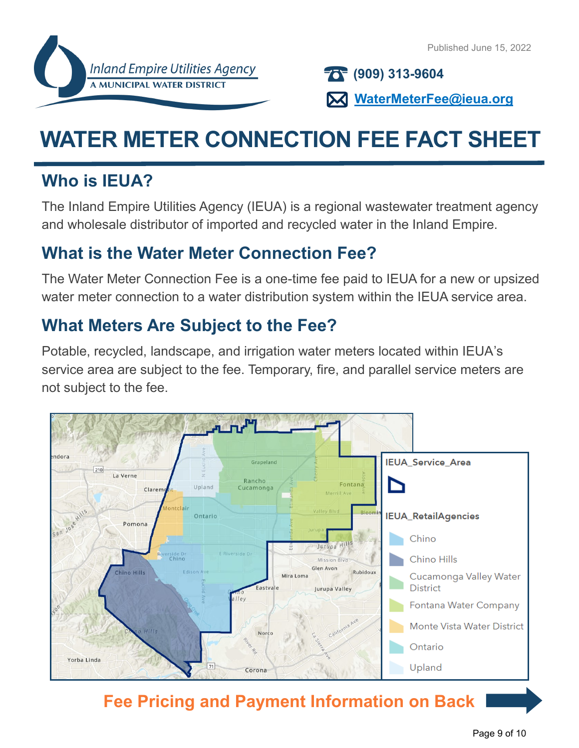Published June 15, 2022

Inland Empire Utilities Agency
A MUNICIPAL WATER DISTRICT

(909) 313-9604

WaterMeterFee@ieua.org

# WATER METER CONNECTION FEE FACT SHEET

## Who is IEUA?

The Inland Empire Utilities Agency (IEUA) is a regional wastewater treatment agency and wholesale distributor of imported and recycled water in the Inland Empire.

## What is the Water Meter Connection Fee?

The Water Meter Connection Fee is a one-time fee paid to IEUA for a new or upsized water meter connection to a water distribution system within the IEUA service area.

## What Meters Are Subject to the Fee?

Potable, recycled, landscape, and irrigation water meters located within IEUA's service area are subject to the fee. Temporary, fire, and parallel service meters are not subject to the fee.

IEUA_Service_Area

IEUA_RetailAgencies
- Chino
- Chino Hills
- Cucamonga Valley Water District
- Fontana Water Company
- Monte Vista Water District
- Ontario
- Upland

**Fee Pricing and Payment Information on Back**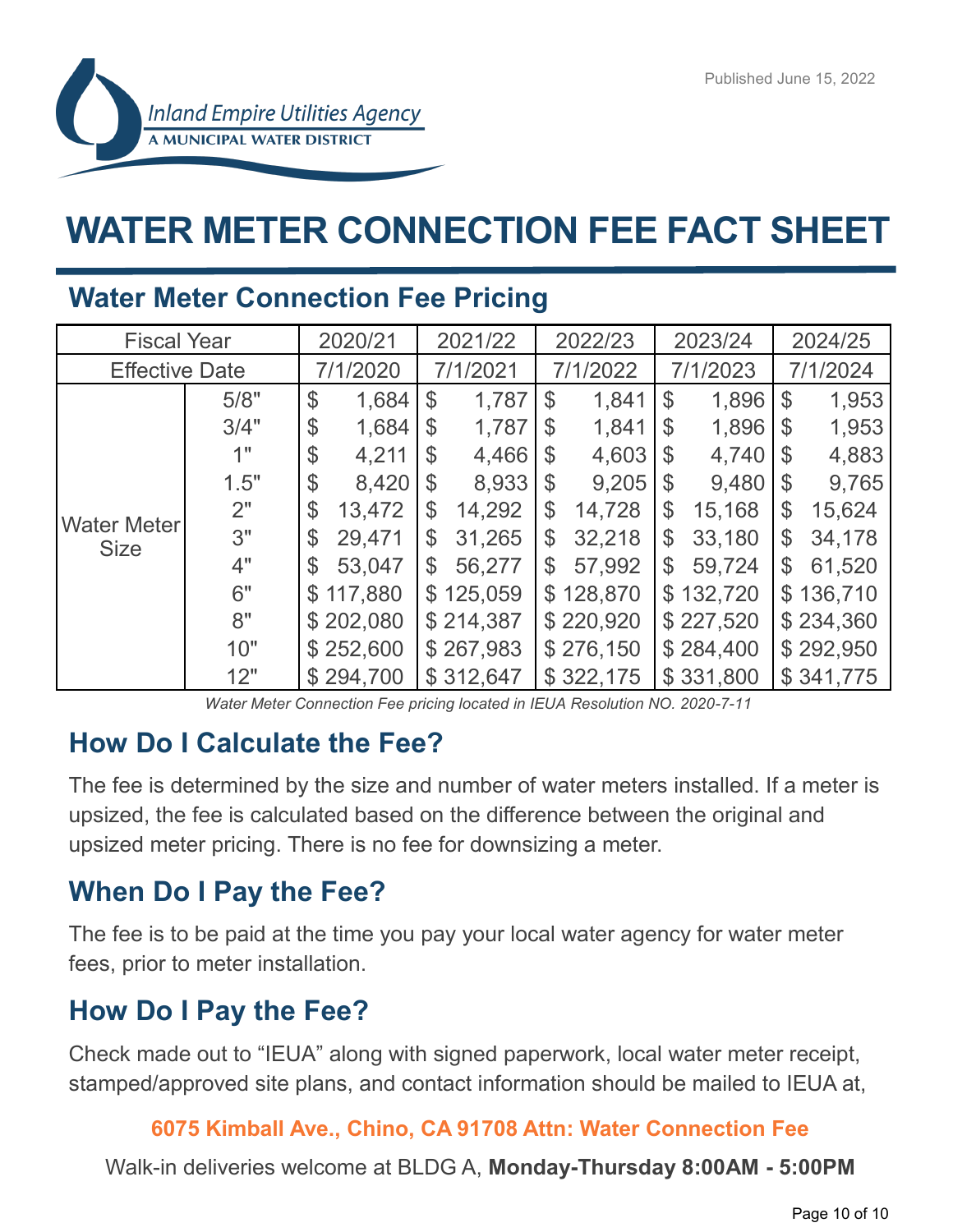Published June 15, 2022

Inland Empire Utilities Agency
A MUNICIPAL WATER DISTRICT

# WATER METER CONNECTION FEE FACT SHEET

## Water Meter Connection Fee Pricing

| Fiscal Year | | 2020/21 | 2021/22 | 2022/23 | 2023/24 | 2024/25 |
|---|---|---|---|---|---|---|
| Effective Date | | 7/1/2020 | 7/1/2021 | 7/1/2022 | 7/1/2023 | 7/1/2024 |
| Water Meter Size | 5/8" | $ 1,684 | $ 1,787 | $ 1,841 | $ 1,896 | $ 1,953 |
| | 3/4" | $ 1,684 | $ 1,787 | $ 1,841 | $ 1,896 | $ 1,953 |
| | 1" | $ 4,211 | $ 4,466 | $ 4,603 | $ 4,740 | $ 4,883 |
| | 1.5" | $ 8,420 | $ 8,933 | $ 9,205 | $ 9,480 | $ 9,765 |
| | 2" | $ 13,472 | $ 14,292 | $ 14,728 | $ 15,168 | $ 15,624 |
| | 3" | $ 29,471 | $ 31,265 | $ 32,218 | $ 33,180 | $ 34,178 |
| | 4" | $ 53,047 | $ 56,277 | $ 57,992 | $ 59,724 | $ 61,520 |
| | 6" | $ 117,880 | $ 125,059 | $ 128,870 | $ 132,720 | $ 136,710 |
| | 8" | $ 202,080 | $ 214,387 | $ 220,920 | $ 227,520 | $ 234,360 |
| | 10" | $ 252,600 | $ 267,983 | $ 276,150 | $ 284,400 | $ 292,950 |
| | 12" | $ 294,700 | $ 312,647 | $ 322,175 | $ 331,800 | $ 341,775 |

*Water Meter Connection Fee pricing located in IEUA Resolution NO. 2020-7-11*

## How Do I Calculate the Fee?

The fee is determined by the size and number of water meters installed. If a meter is upsized, the fee is calculated based on the difference between the original and upsized meter pricing. There is no fee for downsizing a meter.

## When Do I Pay the Fee?

The fee is to be paid at the time you pay your local water agency for water meter fees, prior to meter installation.

## How Do I Pay the Fee?

Check made out to "IEUA" along with signed paperwork, local water meter receipt, stamped/approved site plans, and contact information should be mailed to IEUA at,

**6075 Kimball Ave., Chino, CA 91708 Attn: Water Connection Fee**

Walk-in deliveries welcome at BLDG A, **Monday-Thursday 8:00AM - 5:00PM**